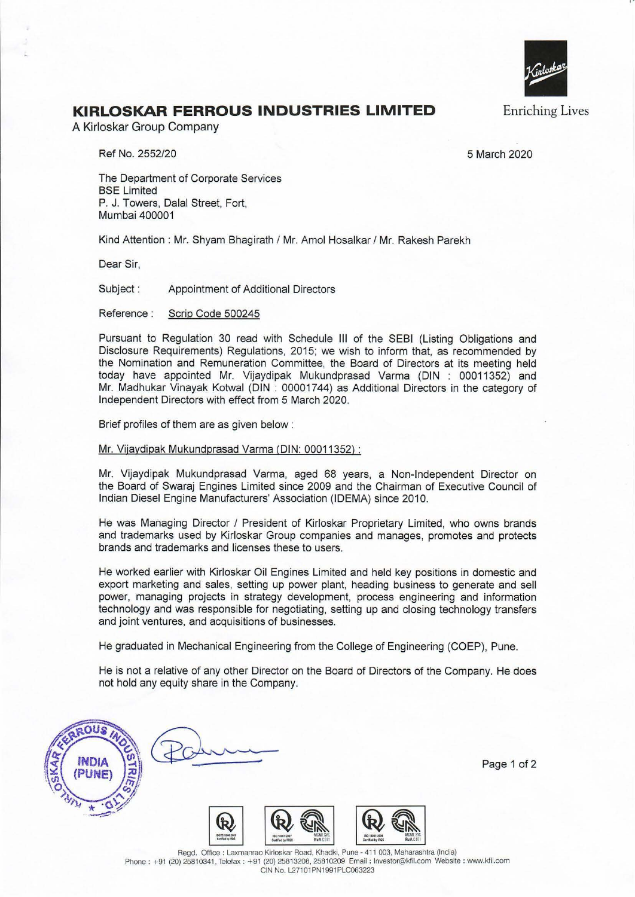# KIRLOSKAR FERROUS INDUSTRIES LIMITED

A Kirloskar Group Company

Enriching Lives

Ref No. 2552/20

5 March 2020

The Department of Corporate Services
BSE Limited
P. J. Towers, Dalal Street, Fort,
Mumbai 400001

Kind Attention : Mr. Shyam Bhagirath / Mr. Amol Hosalkar / Mr. Rakesh Parekh

Dear Sir,

Subject : Appointment of Additional Directors

Reference : Scrip Code 500245

Pursuant to Regulation 30 read with Schedule III of the SEBI (Listing Obligations and Disclosure Requirements) Regulations, 2015; we wish to inform that, as recommended by the Nomination and Remuneration Committee, the Board of Directors at its meeting held today have appointed Mr. Vijaydipak Mukundprasad Varma (DIN : 00011352) and Mr. Madhukar Vinayak Kotwal (DIN : 00001744) as Additional Directors in the category of Independent Directors with effect from 5 March 2020.

Brief profiles of them are as given below :

Mr. Vijaydipak Mukundprasad Varma (DIN: 00011352) :

Mr. Vijaydipak Mukundprasad Varma, aged 68 years, a Non-Independent Director on the Board of Swaraj Engines Limited since 2009 and the Chairman of Executive Council of Indian Diesel Engine Manufacturers' Association (IDEMA) since 2010.

He was Managing Director / President of Kirloskar Proprietary Limited, who owns brands and trademarks used by Kirloskar Group companies and manages, promotes and protects brands and trademarks and licenses these to users.

He worked earlier with Kirloskar Oil Engines Limited and held key positions in domestic and export marketing and sales, setting up power plant, heading business to generate and sell power, managing projects in strategy development, process engineering and information technology and was responsible for negotiating, setting up and closing technology transfers and joint ventures, and acquisitions of businesses.

He graduated in Mechanical Engineering from the College of Engineering (COEP), Pune.

He is not a relative of any other Director on the Board of Directors of the Company. He does not hold any equity share in the Company.

Regd. Office : Laxmanrao Kirloskar Road, Khadki, Pune - 411 003, Maharashtra (India)
Phone : +91 (20) 25810341, Telefax : +91 (20) 25813208, 25810209 Email : Investor@kfil.com Website : www.kfil.com
CIN No. L27101PN1991PLC063223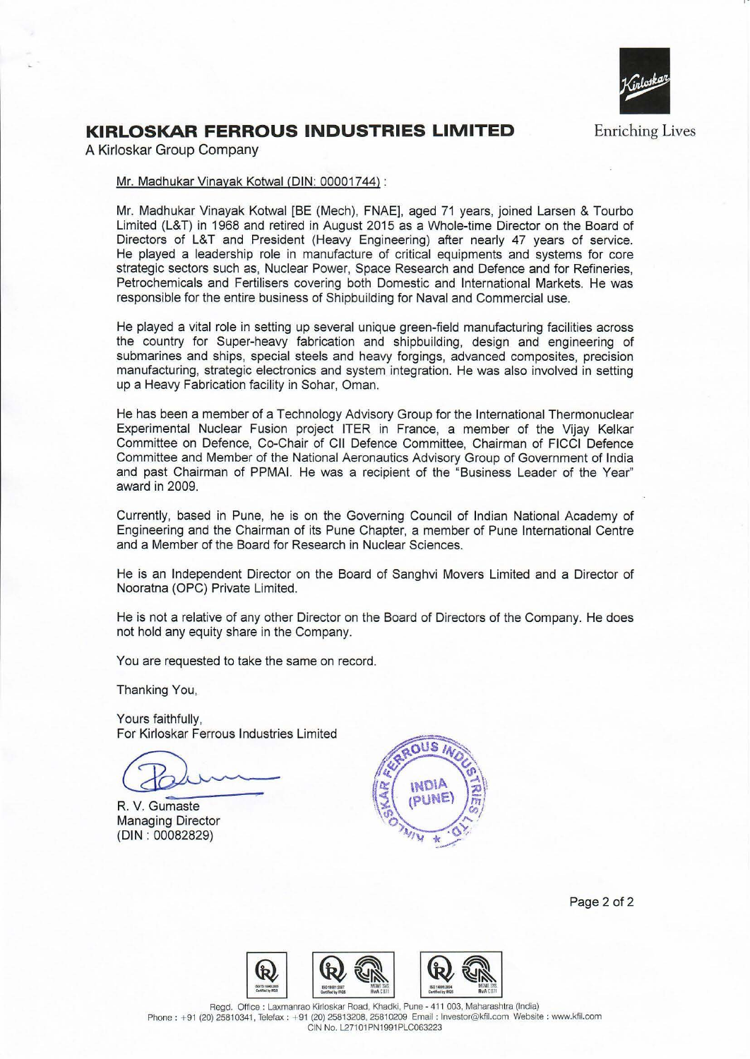# KIRLOSKAR FERROUS INDUSTRIES LIMITED

A Kirloskar Group Company

Enriching Lives

Mr. Madhukar Vinayak Kotwal (DIN: 00001744) :

Mr. Madhukar Vinayak Kotwal [BE (Mech), FNAE], aged 71 years, joined Larsen & Tourbo Limited (L&T) in 1968 and retired in August 2015 as a Whole-time Director on the Board of Directors of L&T and President (Heavy Engineering) after nearly 47 years of service. He played a leadership role in manufacture of critical equipments and systems for core strategic sectors such as, Nuclear Power, Space Research and Defence and for Refineries, Petrochemicals and Fertilisers covering both Domestic and International Markets. He was responsible for the entire business of Shipbuilding for Naval and Commercial use.

He played a vital role in setting up several unique green-field manufacturing facilities across the country for Super-heavy fabrication and shipbuilding, design and engineering of submarines and ships, special steels and heavy forgings, advanced composites, precision manufacturing, strategic electronics and system integration. He was also involved in setting up a Heavy Fabrication facility in Sohar, Oman.

He has been a member of a Technology Advisory Group for the International Thermonuclear Experimental Nuclear Fusion project ITER in France, a member of the Vijay Kelkar Committee on Defence, Co-Chair of CII Defence Committee, Chairman of FICCI Defence Committee and Member of the National Aeronautics Advisory Group of Government of India and past Chairman of PPMAI. He was a recipient of the "Business Leader of the Year" award in 2009.

Currently, based in Pune, he is on the Governing Council of Indian National Academy of Engineering and the Chairman of its Pune Chapter, a member of Pune International Centre and a Member of the Board for Research in Nuclear Sciences.

He is an Independent Director on the Board of Sanghvi Movers Limited and a Director of Nooratna (OPC) Private Limited.

He is not a relative of any other Director on the Board of Directors of the Company. He does not hold any equity share in the Company.

You are requested to take the same on record.

Thanking You,

Yours faithfully,
For Kirloskar Ferrous Industries Limited

R. V. Gumaste
Managing Director
(DIN : 00082829)

Regd. Office : Laxmanrao Kirloskar Road, Khadki, Pune - 411 003, Maharashtra (India)
Phone : +91 (20) 25810341, Telefax : +91 (20) 25813208, 25810209 Email : Investor@kfil.com Website : www.kfil.com
CIN No. L27101PN1991PLC063223